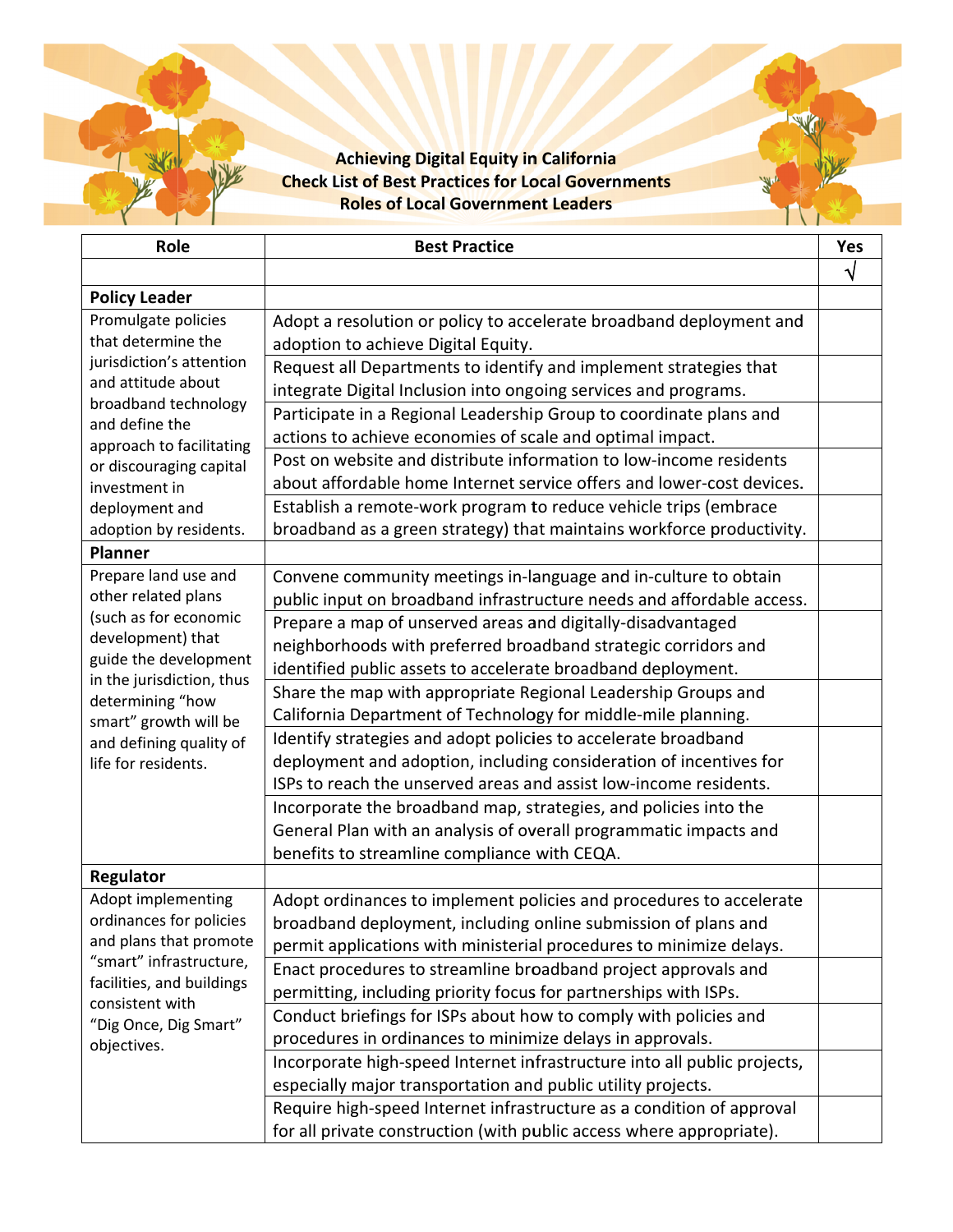# Achieving Digital Equity in California
## Check List of Best Practices for Local Governments
## Roles of Local Government Leaders

| Role | Best Practice | Yes |
|---|---|---|
| | | √ |
| **Policy Leader** | | |
| Promulgate policies that determine the jurisdiction's attention and attitude about broadband technology and define the approach to facilitating or discouraging capital investment in deployment and adoption by residents. | Adopt a resolution or policy to accelerate broadband deployment and adoption to achieve Digital Equity. | |
| | Request all Departments to identify and implement strategies that integrate Digital Inclusion into ongoing services and programs. | |
| | Participate in a Regional Leadership Group to coordinate plans and actions to achieve economies of scale and optimal impact. | |
| | Post on website and distribute information to low-income residents about affordable home Internet service offers and lower-cost devices. | |
| | Establish a remote-work program to reduce vehicle trips (embrace broadband as a green strategy) that maintains workforce productivity. | |
| **Planner** | | |
| Prepare land use and other related plans (such as for economic development) that guide the development in the jurisdiction, thus determining "how smart" growth will be and defining quality of life for residents. | Convene community meetings in-language and in-culture to obtain public input on broadband infrastructure needs and affordable access. | |
| | Prepare a map of unserved areas and digitally-disadvantaged neighborhoods with preferred broadband strategic corridors and identified public assets to accelerate broadband deployment. | |
| | Share the map with appropriate Regional Leadership Groups and California Department of Technology for middle-mile planning. | |
| | Identify strategies and adopt policies to accelerate broadband deployment and adoption, including consideration of incentives for ISPs to reach the unserved areas and assist low-income residents. | |
| | Incorporate the broadband map, strategies, and policies into the General Plan with an analysis of overall programmatic impacts and benefits to streamline compliance with CEQA. | |
| **Regulator** | | |
| Adopt implementing ordinances for policies and plans that promote "smart" infrastructure, facilities, and buildings consistent with "Dig Once, Dig Smart" objectives. | Adopt ordinances to implement policies and procedures to accelerate broadband deployment, including online submission of plans and permit applications with ministerial procedures to minimize delays. | |
| | Enact procedures to streamline broadband project approvals and permitting, including priority focus for partnerships with ISPs. | |
| | Conduct briefings for ISPs about how to comply with policies and procedures in ordinances to minimize delays in approvals. | |
| | Incorporate high-speed Internet infrastructure into all public projects, especially major transportation and public utility projects. | |
| | Require high-speed Internet infrastructure as a condition of approval for all private construction (with public access where appropriate). | |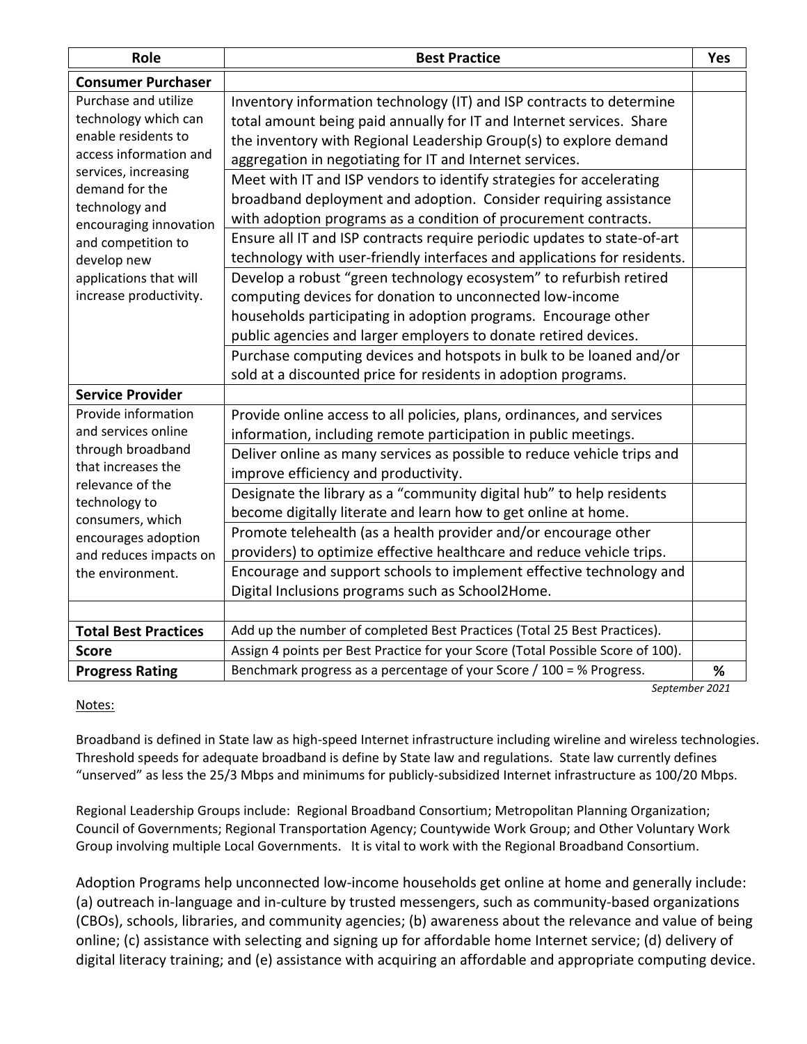| Role | Best Practice | Yes |
|---|---|---|
| **Consumer Purchaser** | | |
| Purchase and utilize technology which can enable residents to access information and services, increasing demand for the technology and encouraging innovation and competition to develop new applications that will increase productivity. | Inventory information technology (IT) and ISP contracts to determine total amount being paid annually for IT and Internet services. Share the inventory with Regional Leadership Group(s) to explore demand aggregation in negotiating for IT and Internet services. | |
| | Meet with IT and ISP vendors to identify strategies for accelerating broadband deployment and adoption. Consider requiring assistance with adoption programs as a condition of procurement contracts. | |
| | Ensure all IT and ISP contracts require periodic updates to state-of-art technology with user-friendly interfaces and applications for residents. | |
| | Develop a robust "green technology ecosystem" to refurbish retired computing devices for donation to unconnected low-income households participating in adoption programs. Encourage other public agencies and larger employers to donate retired devices. | |
| | Purchase computing devices and hotspots in bulk to be loaned and/or sold at a discounted price for residents in adoption programs. | |
| **Service Provider** | | |
| Provide information and services online through broadband that increases the relevance of the technology to consumers, which encourages adoption and reduces impacts on the environment. | Provide online access to all policies, plans, ordinances, and services information, including remote participation in public meetings. | |
| | Deliver online as many services as possible to reduce vehicle trips and improve efficiency and productivity. | |
| | Designate the library as a "community digital hub" to help residents become digitally literate and learn how to get online at home. | |
| | Promote telehealth (as a health provider and/or encourage other providers) to optimize effective healthcare and reduce vehicle trips. | |
| | Encourage and support schools to implement effective technology and Digital Inclusions programs such as School2Home. | |
| | | |
| **Total Best Practices** | Add up the number of completed Best Practices (Total 25 Best Practices). | |
| **Score** | Assign 4 points per Best Practice for your Score (Total Possible Score of 100). | |
| **Progress Rating** | Benchmark progress as a percentage of your Score / 100 = % Progress. | % |

*September 2021*

Notes:

Broadband is defined in State law as high-speed Internet infrastructure including wireline and wireless technologies. Threshold speeds for adequate broadband is define by State law and regulations. State law currently defines "unserved" as less the 25/3 Mbps and minimums for publicly-subsidized Internet infrastructure as 100/20 Mbps.

Regional Leadership Groups include: Regional Broadband Consortium; Metropolitan Planning Organization; Council of Governments; Regional Transportation Agency; Countywide Work Group; and Other Voluntary Work Group involving multiple Local Governments. It is vital to work with the Regional Broadband Consortium.

Adoption Programs help unconnected low-income households get online at home and generally include: (a) outreach in-language and in-culture by trusted messengers, such as community-based organizations (CBOs), schools, libraries, and community agencies; (b) awareness about the relevance and value of being online; (c) assistance with selecting and signing up for affordable home Internet service; (d) delivery of digital literacy training; and (e) assistance with acquiring an affordable and appropriate computing device.